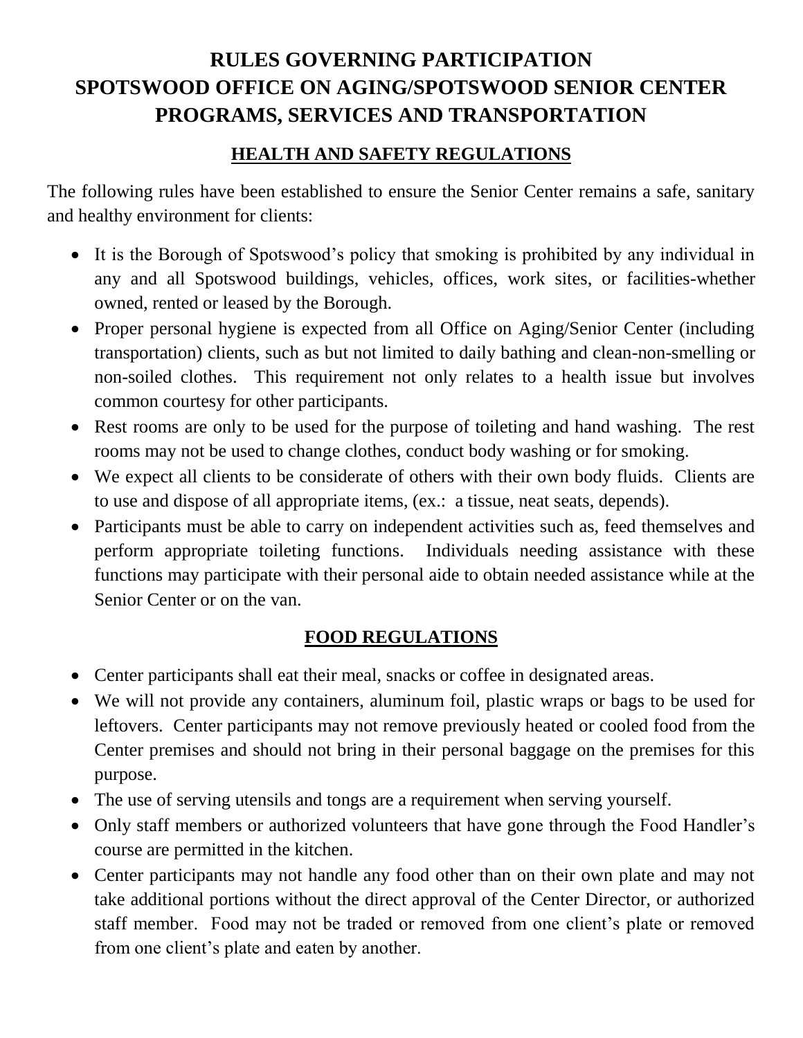# RULES GOVERNING PARTICIPATION
# SPOTSWOOD OFFICE ON AGING/SPOTSWOOD SENIOR CENTER
# PROGRAMS, SERVICES AND TRANSPORTATION

## HEALTH AND SAFETY REGULATIONS

The following rules have been established to ensure the Senior Center remains a safe, sanitary and healthy environment for clients:

- It is the Borough of Spotswood's policy that smoking is prohibited by any individual in any and all Spotswood buildings, vehicles, offices, work sites, or facilities-whether owned, rented or leased by the Borough.
- Proper personal hygiene is expected from all Office on Aging/Senior Center (including transportation) clients, such as but not limited to daily bathing and clean-non-smelling or non-soiled clothes. This requirement not only relates to a health issue but involves common courtesy for other participants.
- Rest rooms are only to be used for the purpose of toileting and hand washing. The rest rooms may not be used to change clothes, conduct body washing or for smoking.
- We expect all clients to be considerate of others with their own body fluids. Clients are to use and dispose of all appropriate items, (ex.: a tissue, neat seats, depends).
- Participants must be able to carry on independent activities such as, feed themselves and perform appropriate toileting functions. Individuals needing assistance with these functions may participate with their personal aide to obtain needed assistance while at the Senior Center or on the van.

## FOOD REGULATIONS

- Center participants shall eat their meal, snacks or coffee in designated areas.
- We will not provide any containers, aluminum foil, plastic wraps or bags to be used for leftovers. Center participants may not remove previously heated or cooled food from the Center premises and should not bring in their personal baggage on the premises for this purpose.
- The use of serving utensils and tongs are a requirement when serving yourself.
- Only staff members or authorized volunteers that have gone through the Food Handler's course are permitted in the kitchen.
- Center participants may not handle any food other than on their own plate and may not take additional portions without the direct approval of the Center Director, or authorized staff member. Food may not be traded or removed from one client's plate or removed from one client's plate and eaten by another.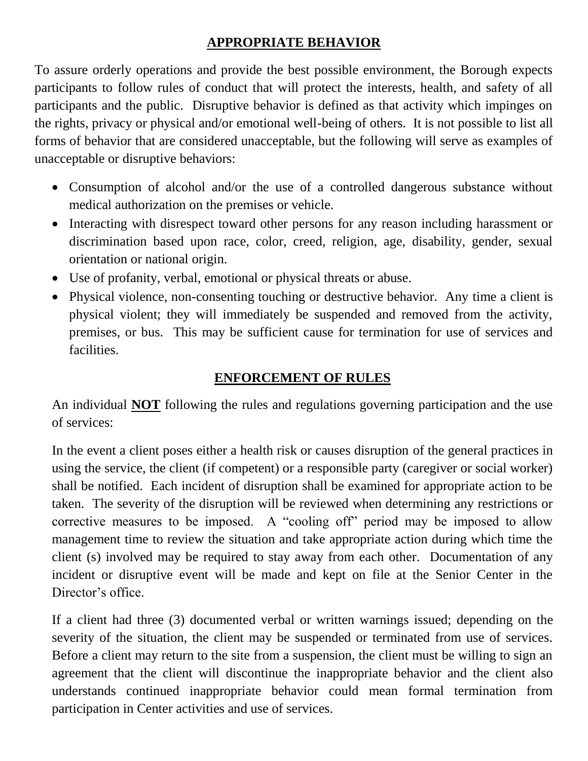## APPROPRIATE BEHAVIOR

To assure orderly operations and provide the best possible environment, the Borough expects participants to follow rules of conduct that will protect the interests, health, and safety of all participants and the public. Disruptive behavior is defined as that activity which impinges on the rights, privacy or physical and/or emotional well-being of others. It is not possible to list all forms of behavior that are considered unacceptable, but the following will serve as examples of unacceptable or disruptive behaviors:

- Consumption of alcohol and/or the use of a controlled dangerous substance without medical authorization on the premises or vehicle.
- Interacting with disrespect toward other persons for any reason including harassment or discrimination based upon race, color, creed, religion, age, disability, gender, sexual orientation or national origin.
- Use of profanity, verbal, emotional or physical threats or abuse.
- Physical violence, non-consenting touching or destructive behavior. Any time a client is physical violent; they will immediately be suspended and removed from the activity, premises, or bus. This may be sufficient cause for termination for use of services and facilities.

## ENFORCEMENT OF RULES

An individual **NOT** following the rules and regulations governing participation and the use of services:

In the event a client poses either a health risk or causes disruption of the general practices in using the service, the client (if competent) or a responsible party (caregiver or social worker) shall be notified. Each incident of disruption shall be examined for appropriate action to be taken. The severity of the disruption will be reviewed when determining any restrictions or corrective measures to be imposed. A "cooling off" period may be imposed to allow management time to review the situation and take appropriate action during which time the client (s) involved may be required to stay away from each other. Documentation of any incident or disruptive event will be made and kept on file at the Senior Center in the Director's office.

If a client had three (3) documented verbal or written warnings issued; depending on the severity of the situation, the client may be suspended or terminated from use of services. Before a client may return to the site from a suspension, the client must be willing to sign an agreement that the client will discontinue the inappropriate behavior and the client also understands continued inappropriate behavior could mean formal termination from participation in Center activities and use of services.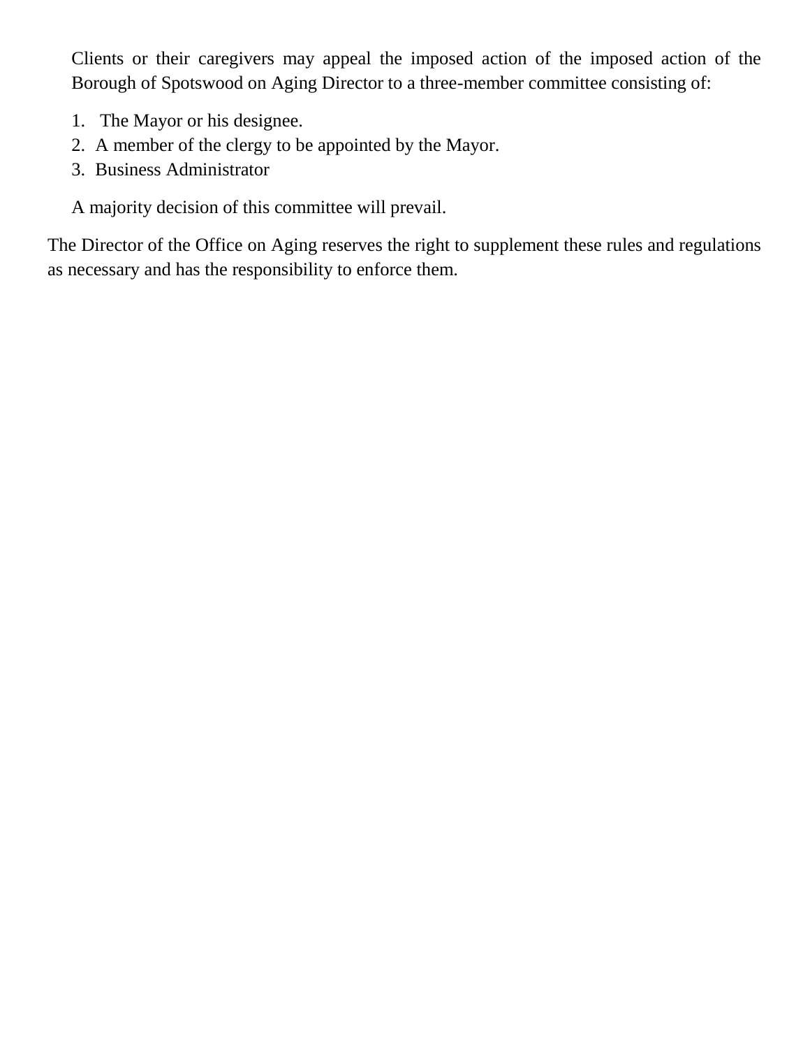Clients or their caregivers may appeal the imposed action of the imposed action of the Borough of Spotswood on Aging Director to a three-member committee consisting of:

1. The Mayor or his designee.
2. A member of the clergy to be appointed by the Mayor.
3. Business Administrator

A majority decision of this committee will prevail.

The Director of the Office on Aging reserves the right to supplement these rules and regulations as necessary and has the responsibility to enforce them.